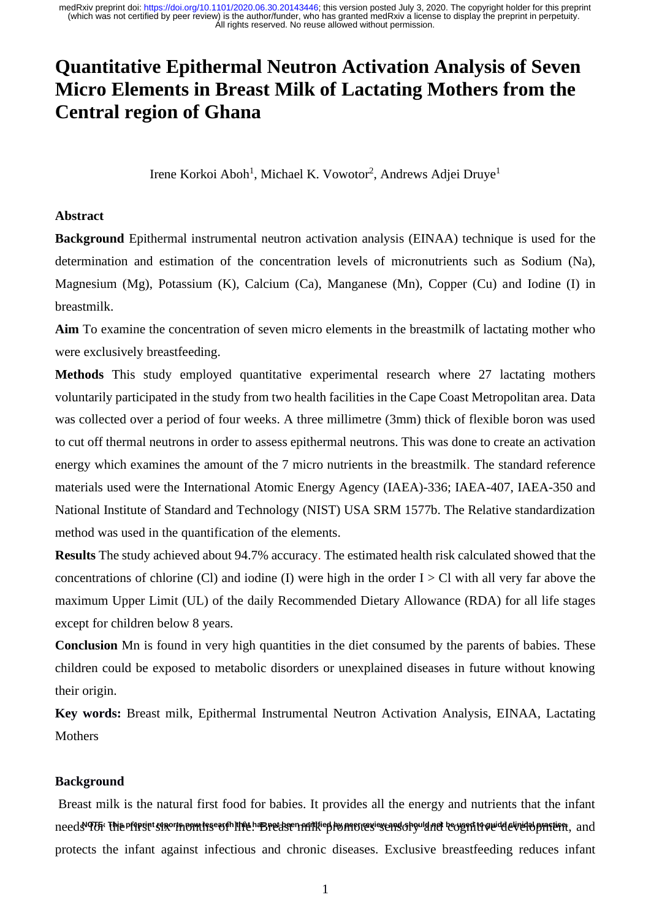# Quantitative Epithermal Neutron Activation Analysis of Seven Micro Elements in Breast Milk of Lactating Mothers from the Central region of Ghana

Irene Korkoi Aboh[1], Michael K. Vowotor[2], Andrews Adjei Druye[1]

## Abstract

**Background** Epithermal instrumental neutron activation analysis (EINAA) technique is used for the determination and estimation of the concentration levels of micronutrients such as Sodium (Na), Magnesium (Mg), Potassium (K), Calcium (Ca), Manganese (Mn), Copper (Cu) and Iodine (I) in breastmilk.

**Aim** To examine the concentration of seven micro elements in the breastmilk of lactating mother who were exclusively breastfeeding.

**Methods** This study employed quantitative experimental research where 27 lactating mothers voluntarily participated in the study from two health facilities in the Cape Coast Metropolitan area. Data was collected over a period of four weeks. A three millimetre (3mm) thick of flexible boron was used to cut off thermal neutrons in order to assess epithermal neutrons. This was done to create an activation energy which examines the amount of the 7 micro nutrients in the breastmilk. The standard reference materials used were the International Atomic Energy Agency (IAEA)-336; IAEA-407, IAEA-350 and National Institute of Standard and Technology (NIST) USA SRM 1577b. The Relative standardization method was used in the quantification of the elements.

**Results** The study achieved about 94.7% accuracy. The estimated health risk calculated showed that the concentrations of chlorine (Cl) and iodine (I) were high in the order I > Cl with all very far above the maximum Upper Limit (UL) of the daily Recommended Dietary Allowance (RDA) for all life stages except for children below 8 years.

**Conclusion** Mn is found in very high quantities in the diet consumed by the parents of babies. These children could be exposed to metabolic disorders or unexplained diseases in future without knowing their origin.

**Key words:** Breast milk, Epithermal Instrumental Neutron Activation Analysis, EINAA, Lactating Mothers

## Background

Breast milk is the natural first food for babies. It provides all the energy and nutrients that the infant needs for the first six months of life. Breast milk promotes sensory and cognitive development, and protects the infant against infectious and chronic diseases. Exclusive breastfeeding reduces infant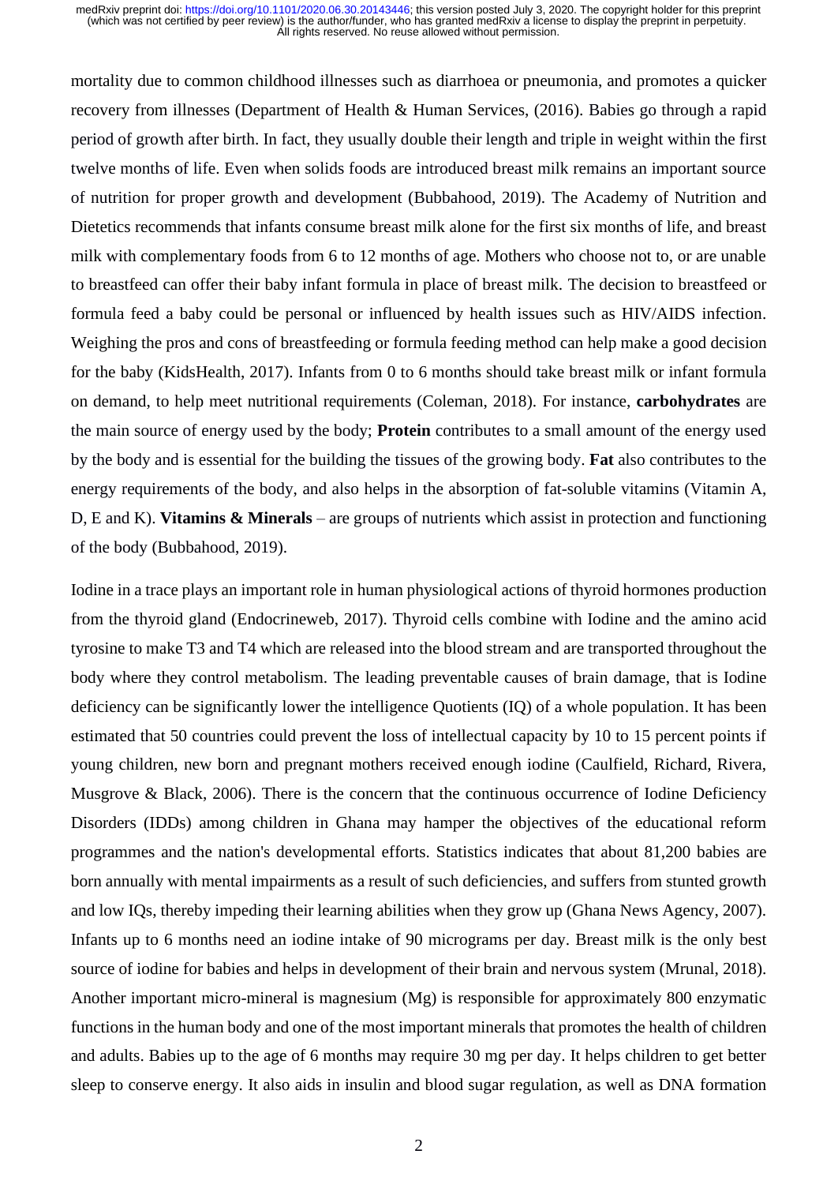mortality due to common childhood illnesses such as diarrhoea or pneumonia, and promotes a quicker recovery from illnesses (Department of Health & Human Services, (2016). Babies go through a rapid period of growth after birth. In fact, they usually double their length and triple in weight within the first twelve months of life. Even when solids foods are introduced breast milk remains an important source of nutrition for proper growth and development (Bubbahood, 2019). The Academy of Nutrition and Dietetics recommends that infants consume breast milk alone for the first six months of life, and breast milk with complementary foods from 6 to 12 months of age. Mothers who choose not to, or are unable to breastfeed can offer their baby infant formula in place of breast milk. The decision to breastfeed or formula feed a baby could be personal or influenced by health issues such as HIV/AIDS infection. Weighing the pros and cons of breastfeeding or formula feeding method can help make a good decision for the baby (KidsHealth, 2017). Infants from 0 to 6 months should take breast milk or infant formula on demand, to help meet nutritional requirements (Coleman, 2018). For instance, **carbohydrates** are the main source of energy used by the body; **Protein** contributes to a small amount of the energy used by the body and is essential for the building the tissues of the growing body. **Fat** also contributes to the energy requirements of the body, and also helps in the absorption of fat-soluble vitamins (Vitamin A, D, E and K). **Vitamins & Minerals** – are groups of nutrients which assist in protection and functioning of the body (Bubbahood, 2019).

Iodine in a trace plays an important role in human physiological actions of thyroid hormones production from the thyroid gland (Endocrineweb, 2017). Thyroid cells combine with Iodine and the amino acid tyrosine to make T3 and T4 which are released into the blood stream and are transported throughout the body where they control metabolism. The leading preventable causes of brain damage, that is Iodine deficiency can be significantly lower the intelligence Quotients (IQ) of a whole population. It has been estimated that 50 countries could prevent the loss of intellectual capacity by 10 to 15 percent points if young children, new born and pregnant mothers received enough iodine (Caulfield, Richard, Rivera, Musgrove & Black, 2006). There is the concern that the continuous occurrence of Iodine Deficiency Disorders (IDDs) among children in Ghana may hamper the objectives of the educational reform programmes and the nation's developmental efforts. Statistics indicates that about 81,200 babies are born annually with mental impairments as a result of such deficiencies, and suffers from stunted growth and low IQs, thereby impeding their learning abilities when they grow up (Ghana News Agency, 2007). Infants up to 6 months need an iodine intake of 90 micrograms per day. Breast milk is the only best source of iodine for babies and helps in development of their brain and nervous system (Mrunal, 2018). Another important micro-mineral is magnesium (Mg) is responsible for approximately 800 enzymatic functions in the human body and one of the most important minerals that promotes the health of children and adults. Babies up to the age of 6 months may require 30 mg per day. It helps children to get better sleep to conserve energy. It also aids in insulin and blood sugar regulation, as well as DNA formation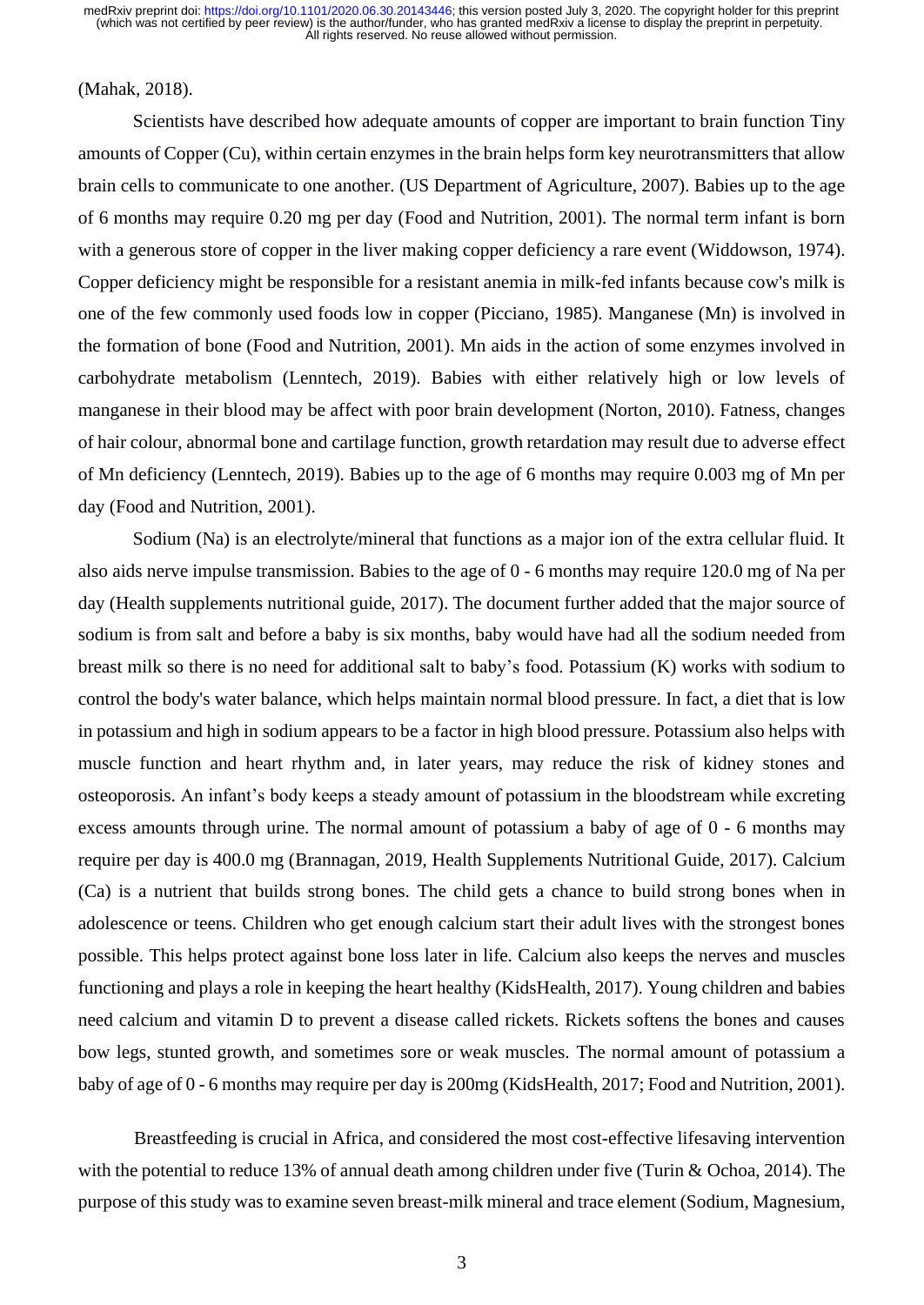(Mahak, 2018).

Scientists have described how adequate amounts of copper are important to brain function Tiny amounts of Copper (Cu), within certain enzymes in the brain helps form key neurotransmitters that allow brain cells to communicate to one another. (US Department of Agriculture, 2007). Babies up to the age of 6 months may require 0.20 mg per day (Food and Nutrition, 2001). The normal term infant is born with a generous store of copper in the liver making copper deficiency a rare event (Widdowson, 1974). Copper deficiency might be responsible for a resistant anemia in milk-fed infants because cow's milk is one of the few commonly used foods low in copper (Picciano, 1985). Manganese (Mn) is involved in the formation of bone (Food and Nutrition, 2001). Mn aids in the action of some enzymes involved in carbohydrate metabolism (Lenntech, 2019). Babies with either relatively high or low levels of manganese in their blood may be affect with poor brain development (Norton, 2010). Fatness, changes of hair colour, abnormal bone and cartilage function, growth retardation may result due to adverse effect of Mn deficiency (Lenntech, 2019). Babies up to the age of 6 months may require 0.003 mg of Mn per day (Food and Nutrition, 2001).

Sodium (Na) is an electrolyte/mineral that functions as a major ion of the extra cellular fluid. It also aids nerve impulse transmission. Babies to the age of 0 - 6 months may require 120.0 mg of Na per day (Health supplements nutritional guide, 2017). The document further added that the major source of sodium is from salt and before a baby is six months, baby would have had all the sodium needed from breast milk so there is no need for additional salt to baby's food. Potassium (K) works with sodium to control the body's water balance, which helps maintain normal blood pressure. In fact, a diet that is low in potassium and high in sodium appears to be a factor in high blood pressure. Potassium also helps with muscle function and heart rhythm and, in later years, may reduce the risk of kidney stones and osteoporosis. An infant's body keeps a steady amount of potassium in the bloodstream while excreting excess amounts through urine. The normal amount of potassium a baby of age of 0 - 6 months may require per day is 400.0 mg (Brannagan, 2019, Health Supplements Nutritional Guide, 2017). Calcium (Ca) is a nutrient that builds strong bones. The child gets a chance to build strong bones when in adolescence or teens. Children who get enough calcium start their adult lives with the strongest bones possible. This helps protect against bone loss later in life. Calcium also keeps the nerves and muscles functioning and plays a role in keeping the heart healthy (KidsHealth, 2017). Young children and babies need calcium and vitamin D to prevent a disease called rickets. Rickets softens the bones and causes bow legs, stunted growth, and sometimes sore or weak muscles. The normal amount of potassium a baby of age of 0 - 6 months may require per day is 200mg (KidsHealth, 2017; Food and Nutrition, 2001).

Breastfeeding is crucial in Africa, and considered the most cost-effective lifesaving intervention with the potential to reduce 13% of annual death among children under five (Turin & Ochoa, 2014). The purpose of this study was to examine seven breast-milk mineral and trace element (Sodium, Magnesium,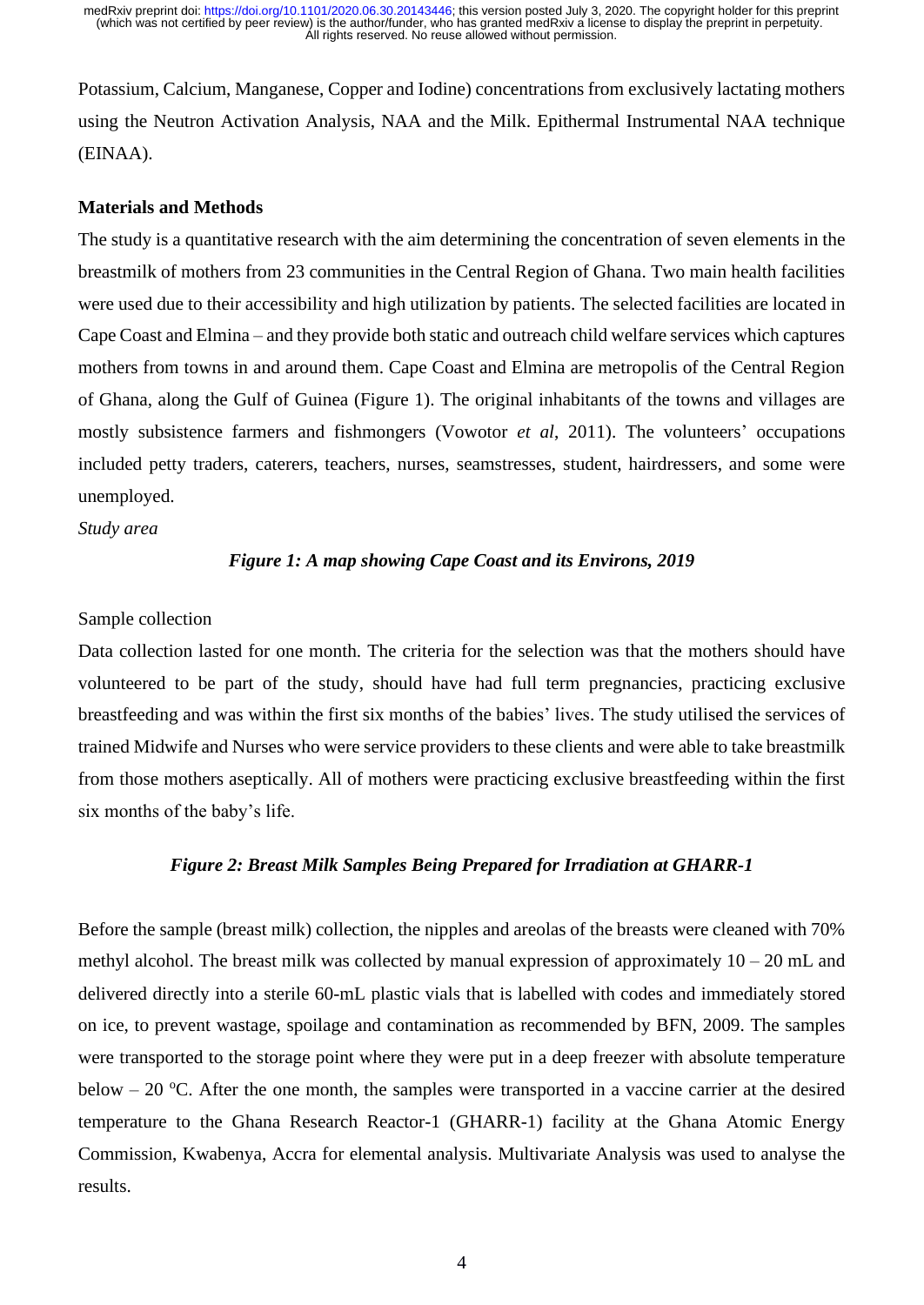Potassium, Calcium, Manganese, Copper and Iodine) concentrations from exclusively lactating mothers using the Neutron Activation Analysis, NAA and the Milk. Epithermal Instrumental NAA technique (EINAA).

## Materials and Methods

The study is a quantitative research with the aim determining the concentration of seven elements in the breastmilk of mothers from 23 communities in the Central Region of Ghana. Two main health facilities were used due to their accessibility and high utilization by patients. The selected facilities are located in Cape Coast and Elmina – and they provide both static and outreach child welfare services which captures mothers from towns in and around them. Cape Coast and Elmina are metropolis of the Central Region of Ghana, along the Gulf of Guinea (Figure 1). The original inhabitants of the towns and villages are mostly subsistence farmers and fishmongers (Vowotor *et al*, 2011). The volunteers' occupations included petty traders, caterers, teachers, nurses, seamstresses, student, hairdressers, and some were unemployed.

*Study area*

***Figure 1: A map showing Cape Coast and its Environs, 2019***

Sample collection

Data collection lasted for one month. The criteria for the selection was that the mothers should have volunteered to be part of the study, should have had full term pregnancies, practicing exclusive breastfeeding and was within the first six months of the babies' lives. The study utilised the services of trained Midwife and Nurses who were service providers to these clients and were able to take breastmilk from those mothers aseptically. All of mothers were practicing exclusive breastfeeding within the first six months of the baby's life.

***Figure 2: Breast Milk Samples Being Prepared for Irradiation at GHARR-1***

Before the sample (breast milk) collection, the nipples and areolas of the breasts were cleaned with 70% methyl alcohol. The breast milk was collected by manual expression of approximately 10 – 20 mL and delivered directly into a sterile 60-mL plastic vials that is labelled with codes and immediately stored on ice, to prevent wastage, spoilage and contamination as recommended by BFN, 2009. The samples were transported to the storage point where they were put in a deep freezer with absolute temperature below – 20 $^{o}$C. After the one month, the samples were transported in a vaccine carrier at the desired temperature to the Ghana Research Reactor-1 (GHARR-1) facility at the Ghana Atomic Energy Commission, Kwabenya, Accra for elemental analysis. Multivariate Analysis was used to analyse the results.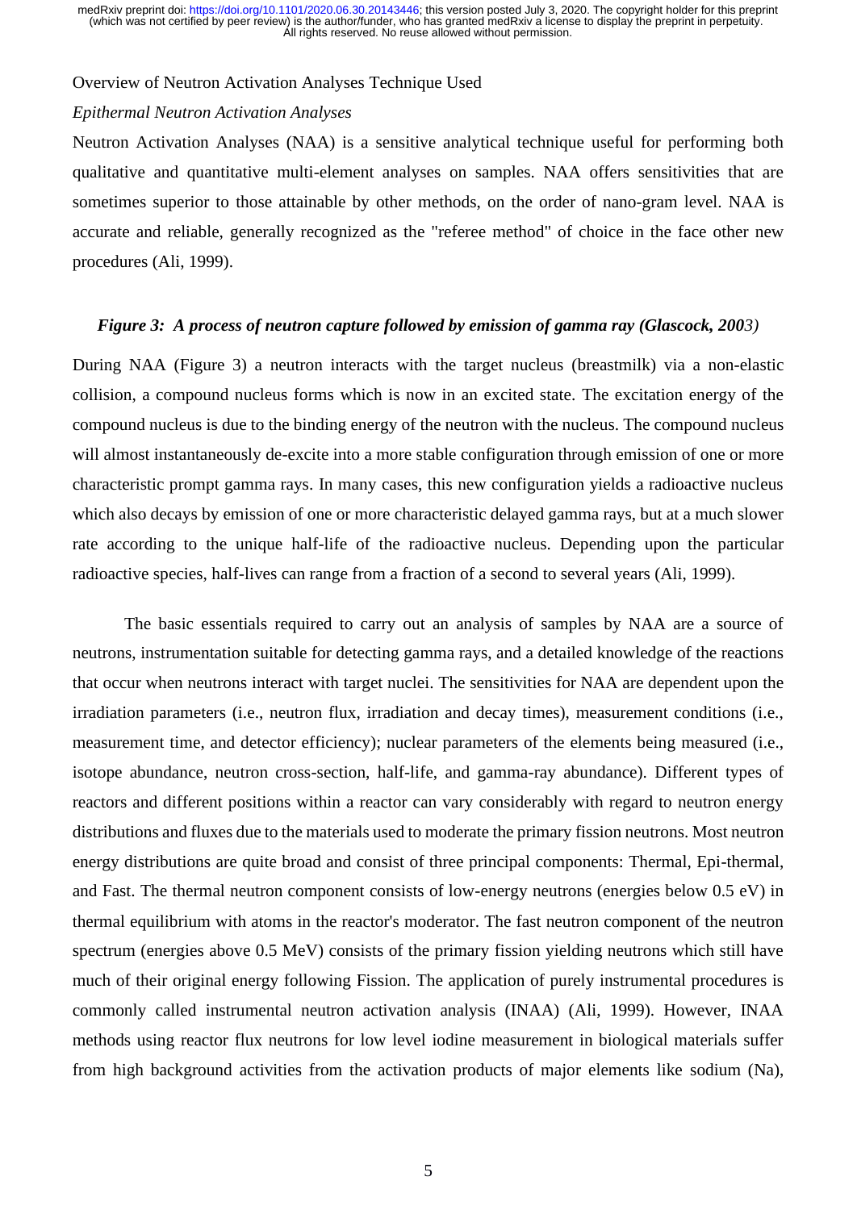Overview of Neutron Activation Analyses Technique Used

*Epithermal Neutron Activation Analyses*

Neutron Activation Analyses (NAA) is a sensitive analytical technique useful for performing both qualitative and quantitative multi-element analyses on samples. NAA offers sensitivities that are sometimes superior to those attainable by other methods, on the order of nano-gram level. NAA is accurate and reliable, generally recognized as the "referee method" of choice in the face other new procedures (Ali, 1999).

***Figure 3: A process of neutron capture followed by emission of gamma ray (Glascock, 2003)***

During NAA (Figure 3) a neutron interacts with the target nucleus (breastmilk) via a non-elastic collision, a compound nucleus forms which is now in an excited state. The excitation energy of the compound nucleus is due to the binding energy of the neutron with the nucleus. The compound nucleus will almost instantaneously de-excite into a more stable configuration through emission of one or more characteristic prompt gamma rays. In many cases, this new configuration yields a radioactive nucleus which also decays by emission of one or more characteristic delayed gamma rays, but at a much slower rate according to the unique half-life of the radioactive nucleus. Depending upon the particular radioactive species, half-lives can range from a fraction of a second to several years (Ali, 1999).

The basic essentials required to carry out an analysis of samples by NAA are a source of neutrons, instrumentation suitable for detecting gamma rays, and a detailed knowledge of the reactions that occur when neutrons interact with target nuclei. The sensitivities for NAA are dependent upon the irradiation parameters (i.e., neutron flux, irradiation and decay times), measurement conditions (i.e., measurement time, and detector efficiency); nuclear parameters of the elements being measured (i.e., isotope abundance, neutron cross-section, half-life, and gamma-ray abundance). Different types of reactors and different positions within a reactor can vary considerably with regard to neutron energy distributions and fluxes due to the materials used to moderate the primary fission neutrons. Most neutron energy distributions are quite broad and consist of three principal components: Thermal, Epi-thermal, and Fast. The thermal neutron component consists of low-energy neutrons (energies below 0.5 eV) in thermal equilibrium with atoms in the reactor's moderator. The fast neutron component of the neutron spectrum (energies above 0.5 MeV) consists of the primary fission yielding neutrons which still have much of their original energy following Fission. The application of purely instrumental procedures is commonly called instrumental neutron activation analysis (INAA) (Ali, 1999). However, INAA methods using reactor flux neutrons for low level iodine measurement in biological materials suffer from high background activities from the activation products of major elements like sodium (Na),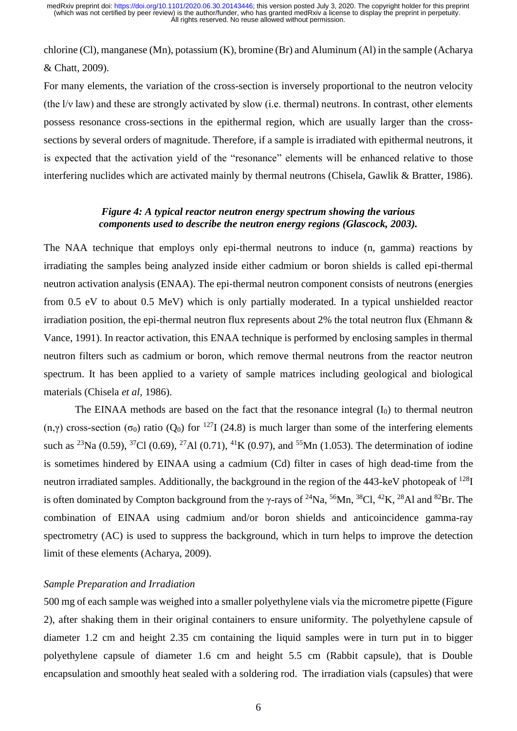chlorine (Cl), manganese (Mn), potassium (K), bromine (Br) and Aluminum (Al) in the sample (Acharya & Chatt, 2009).

For many elements, the variation of the cross-section is inversely proportional to the neutron velocity (the l/v law) and these are strongly activated by slow (i.e. thermal) neutrons. In contrast, other elements possess resonance cross-sections in the epithermal region, which are usually larger than the cross-sections by several orders of magnitude. Therefore, if a sample is irradiated with epithermal neutrons, it is expected that the activation yield of the "resonance" elements will be enhanced relative to those interfering nuclides which are activated mainly by thermal neutrons (Chisela, Gawlik & Bratter, 1986).

***Figure 4: A typical reactor neutron energy spectrum showing the various components used to describe the neutron energy regions (Glascock, 2003).***

The NAA technique that employs only epi-thermal neutrons to induce (n, gamma) reactions by irradiating the samples being analyzed inside either cadmium or boron shields is called epi-thermal neutron activation analysis (ENAA). The epi-thermal neutron component consists of neutrons (energies from 0.5 eV to about 0.5 MeV) which is only partially moderated. In a typical unshielded reactor irradiation position, the epi-thermal neutron flux represents about 2% the total neutron flux (Ehmann & Vance, 1991). In reactor activation, this ENAA technique is performed by enclosing samples in thermal neutron filters such as cadmium or boron, which remove thermal neutrons from the reactor neutron spectrum. It has been applied to a variety of sample matrices including geological and biological materials (Chisela *et al*, 1986).

The EINAA methods are based on the fact that the resonance integral ($I_0$) to thermal neutron (n,γ) cross-section ($\sigma_0$) ratio ($Q_0$) for $^{127}$I (24.8) is much larger than some of the interfering elements such as $^{23}$Na (0.59), $^{37}$Cl (0.69), $^{27}$Al (0.71), $^{41}$K (0.97), and $^{55}$Mn (1.053). The determination of iodine is sometimes hindered by EINAA using a cadmium (Cd) filter in cases of high dead-time from the neutron irradiated samples. Additionally, the background in the region of the 443-keV photopeak of $^{128}$I is often dominated by Compton background from the γ-rays of $^{24}$Na, $^{56}$Mn, $^{38}$Cl, $^{42}$K, $^{28}$Al and $^{82}$Br. The combination of EINAA using cadmium and/or boron shields and anticoincidence gamma-ray spectrometry (AC) is used to suppress the background, which in turn helps to improve the detection limit of these elements (Acharya, 2009).

*Sample Preparation and Irradiation*

500 mg of each sample was weighed into a smaller polyethylene vials via the micrometre pipette (Figure 2), after shaking them in their original containers to ensure uniformity. The polyethylene capsule of diameter 1.2 cm and height 2.35 cm containing the liquid samples were in turn put in to bigger polyethylene capsule of diameter 1.6 cm and height 5.5 cm (Rabbit capsule), that is Double encapsulation and smoothly heat sealed with a soldering rod. The irradiation vials (capsules) that were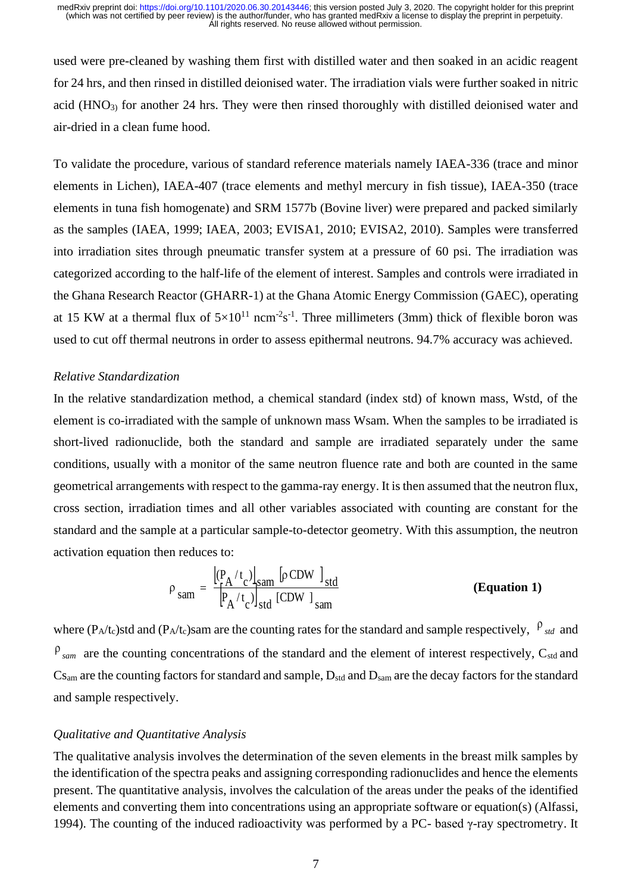used were pre-cleaned by washing them first with distilled water and then soaked in an acidic reagent for 24 hrs, and then rinsed in distilled deionised water. The irradiation vials were further soaked in nitric acid ($HNO_3$) for another 24 hrs. They were then rinsed thoroughly with distilled deionised water and air-dried in a clean fume hood.

To validate the procedure, various of standard reference materials namely IAEA-336 (trace and minor elements in Lichen), IAEA-407 (trace elements and methyl mercury in fish tissue), IAEA-350 (trace elements in tuna fish homogenate) and SRM 1577b (Bovine liver) were prepared and packed similarly as the samples (IAEA, 1999; IAEA, 2003; EVISA1, 2010; EVISA2, 2010). Samples were transferred into irradiation sites through pneumatic transfer system at a pressure of 60 psi. The irradiation was categorized according to the half-life of the element of interest. Samples and controls were irradiated in the Ghana Research Reactor (GHARR-1) at the Ghana Atomic Energy Commission (GAEC), operating at 15 KW at a thermal flux of $5\times10^{11}$ $ncm^{-2}s^{-1}$. Three millimeters (3mm) thick of flexible boron was used to cut off thermal neutrons in order to assess epithermal neutrons. 94.7% accuracy was achieved.

*Relative Standardization*

In the relative standardization method, a chemical standard (index std) of known mass, Wstd, of the element is co-irradiated with the sample of unknown mass Wsam. When the samples to be irradiated is short-lived radionuclide, both the standard and sample are irradiated separately under the same conditions, usually with a monitor of the same neutron fluence rate and both are counted in the same geometrical arrangements with respect to the gamma-ray energy. It is then assumed that the neutron flux, cross section, irradiation times and all other variables associated with counting are constant for the standard and the sample at a particular sample-to-detector geometry. With this assumption, the neutron activation equation then reduces to:

$$\rho_{sam} = \frac{\left[(P_A/t_c)\right]_{sam}\left[\rho\, CDW\right]_{std}}{\left[P_A/t_c)\right]_{std}\left[CDW\right]_{sam}} \qquad \textbf{(Equation 1)}$$

where $(P_A/t_c)$std and $(P_A/t_c)$sam are the counting rates for the standard and sample respectively, $\rho_{std}$ and $\rho_{sam}$ are the counting concentrations of the standard and the element of interest respectively, $C_{std}$ and $Cs_{am}$ are the counting factors for standard and sample, $D_{std}$ and $D_{sam}$ are the decay factors for the standard and sample respectively.

*Qualitative and Quantitative Analysis*

The qualitative analysis involves the determination of the seven elements in the breast milk samples by the identification of the spectra peaks and assigning corresponding radionuclides and hence the elements present. The quantitative analysis, involves the calculation of the areas under the peaks of the identified elements and converting them into concentrations using an appropriate software or equation(s) (Alfassi, 1994). The counting of the induced radioactivity was performed by a PC- based γ-ray spectrometry. It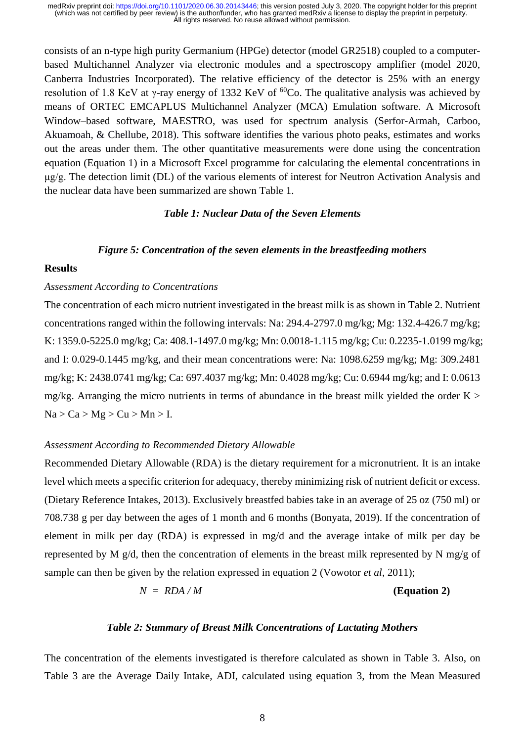consists of an n-type high purity Germanium (HPGe) detector (model GR2518) coupled to a computer-based Multichannel Analyzer via electronic modules and a spectroscopy amplifier (model 2020, Canberra Industries Incorporated). The relative efficiency of the detector is 25% with an energy resolution of 1.8 KeV at γ-ray energy of 1332 KeV of $^{60}Co$. The qualitative analysis was achieved by means of ORTEC EMCAPLUS Multichannel Analyzer (MCA) Emulation software. A Microsoft Window–based software, MAESTRO, was used for spectrum analysis (Serfor-Armah, Carboo, Akuamoah, & Chellube, 2018). This software identifies the various photo peaks, estimates and works out the areas under them. The other quantitative measurements were done using the concentration equation (Equation 1) in a Microsoft Excel programme for calculating the elemental concentrations in μg/g. The detection limit (DL) of the various elements of interest for Neutron Activation Analysis and the nuclear data have been summarized are shown Table 1.

***Table 1: Nuclear Data of the Seven Elements***

***Figure 5: Concentration of the seven elements in the breastfeeding mothers***

## Results

*Assessment According to Concentrations*

The concentration of each micro nutrient investigated in the breast milk is as shown in Table 2. Nutrient concentrations ranged within the following intervals: Na: 294.4-2797.0 mg/kg; Mg: 132.4-426.7 mg/kg; K: 1359.0-5225.0 mg/kg; Ca: 408.1-1497.0 mg/kg; Mn: 0.0018-1.115 mg/kg; Cu: 0.2235-1.0199 mg/kg; and I: 0.029-0.1445 mg/kg, and their mean concentrations were: Na: 1098.6259 mg/kg; Mg: 309.2481 mg/kg; K: 2438.0741 mg/kg; Ca: 697.4037 mg/kg; Mn: 0.4028 mg/kg; Cu: 0.6944 mg/kg; and I: 0.0613 mg/kg. Arranging the micro nutrients in terms of abundance in the breast milk yielded the order K > Na > Ca > Mg > Cu > Mn > I.

*Assessment According to Recommended Dietary Allowable*

Recommended Dietary Allowable (RDA) is the dietary requirement for a micronutrient. It is an intake level which meets a specific criterion for adequacy, thereby minimizing risk of nutrient deficit or excess. (Dietary Reference Intakes, 2013). Exclusively breastfed babies take in an average of 25 oz (750 ml) or 708.738 g per day between the ages of 1 month and 6 months (Bonyata, 2019). If the concentration of element in milk per day (RDA) is expressed in mg/d and the average intake of milk per day be represented by M g/d, then the concentration of elements in the breast milk represented by N mg/g of sample can then be given by the relation expressed in equation 2 (Vowotor *et al*, 2011);

$$N = RDA / M \qquad \textbf{(Equation 2)}$$

***Table 2: Summary of Breast Milk Concentrations of Lactating Mothers***

The concentration of the elements investigated is therefore calculated as shown in Table 3. Also, on Table 3 are the Average Daily Intake, ADI, calculated using equation 3, from the Mean Measured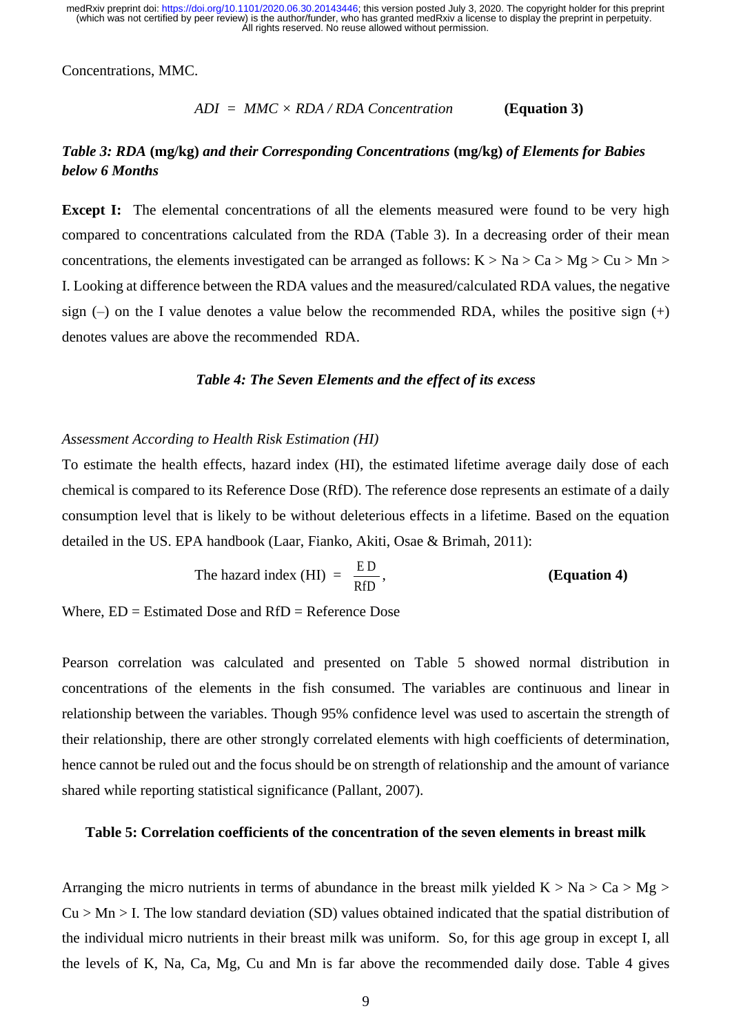Concentrations, MMC.

$$ADI = MMC \times RDA / RDA\ Concentration \qquad \textbf{(Equation 3)}$$

***Table 3: RDA* (mg/kg) *and their Corresponding Concentrations* (mg/kg) *of Elements for Babies below 6 Months***

**Except I:** The elemental concentrations of all the elements measured were found to be very high compared to concentrations calculated from the RDA (Table 3). In a decreasing order of their mean concentrations, the elements investigated can be arranged as follows: K > Na > Ca > Mg > Cu > Mn > I. Looking at difference between the RDA values and the measured/calculated RDA values, the negative sign (–) on the I value denotes a value below the recommended RDA, whiles the positive sign (+) denotes values are above the recommended RDA.

***Table 4: The Seven Elements and the effect of its excess***

*Assessment According to Health Risk Estimation (HI)*

To estimate the health effects, hazard index (HI), the estimated lifetime average daily dose of each chemical is compared to its Reference Dose (RfD). The reference dose represents an estimate of a daily consumption level that is likely to be without deleterious effects in a lifetime. Based on the equation detailed in the US. EPA handbook (Laar, Fianko, Akiti, Osae & Brimah, 2011):

$$\text{The hazard index (HI)} = \frac{ED}{RfD}, \qquad \textbf{(Equation 4)}$$

Where, ED = Estimated Dose and RfD = Reference Dose

Pearson correlation was calculated and presented on Table 5 showed normal distribution in concentrations of the elements in the fish consumed. The variables are continuous and linear in relationship between the variables. Though 95% confidence level was used to ascertain the strength of their relationship, there are other strongly correlated elements with high coefficients of determination, hence cannot be ruled out and the focus should be on strength of relationship and the amount of variance shared while reporting statistical significance (Pallant, 2007).

**Table 5: Correlation coefficients of the concentration of the seven elements in breast milk**

Arranging the micro nutrients in terms of abundance in the breast milk yielded K > Na > Ca > Mg > Cu > Mn > I. The low standard deviation (SD) values obtained indicated that the spatial distribution of the individual micro nutrients in their breast milk was uniform. So, for this age group in except I, all the levels of K, Na, Ca, Mg, Cu and Mn is far above the recommended daily dose. Table 4 gives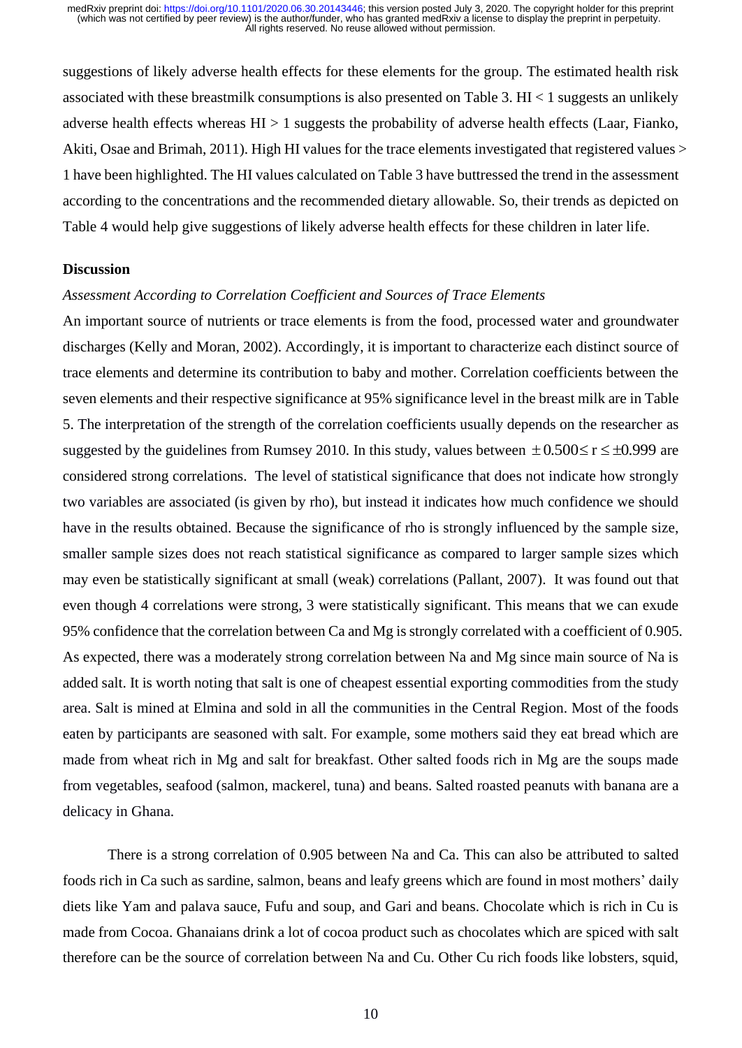suggestions of likely adverse health effects for these elements for the group. The estimated health risk associated with these breastmilk consumptions is also presented on Table 3. HI < 1 suggests an unlikely adverse health effects whereas HI > 1 suggests the probability of adverse health effects (Laar, Fianko, Akiti, Osae and Brimah, 2011). High HI values for the trace elements investigated that registered values > 1 have been highlighted. The HI values calculated on Table 3 have buttressed the trend in the assessment according to the concentrations and the recommended dietary allowable. So, their trends as depicted on Table 4 would help give suggestions of likely adverse health effects for these children in later life.

## Discussion

*Assessment According to Correlation Coefficient and Sources of Trace Elements*

An important source of nutrients or trace elements is from the food, processed water and groundwater discharges (Kelly and Moran, 2002). Accordingly, it is important to characterize each distinct source of trace elements and determine its contribution to baby and mother. Correlation coefficients between the seven elements and their respective significance at 95% significance level in the breast milk are in Table 5. The interpretation of the strength of the correlation coefficients usually depends on the researcher as suggested by the guidelines from Rumsey 2010. In this study, values between $\pm 0.500 \leq r \leq \pm 0.999$ are considered strong correlations. The level of statistical significance that does not indicate how strongly two variables are associated (is given by rho), but instead it indicates how much confidence we should have in the results obtained. Because the significance of rho is strongly influenced by the sample size, smaller sample sizes does not reach statistical significance as compared to larger sample sizes which may even be statistically significant at small (weak) correlations (Pallant, 2007). It was found out that even though 4 correlations were strong, 3 were statistically significant. This means that we can exude 95% confidence that the correlation between Ca and Mg is strongly correlated with a coefficient of 0.905. As expected, there was a moderately strong correlation between Na and Mg since main source of Na is added salt. It is worth noting that salt is one of cheapest essential exporting commodities from the study area. Salt is mined at Elmina and sold in all the communities in the Central Region. Most of the foods eaten by participants are seasoned with salt. For example, some mothers said they eat bread which are made from wheat rich in Mg and salt for breakfast. Other salted foods rich in Mg are the soups made from vegetables, seafood (salmon, mackerel, tuna) and beans. Salted roasted peanuts with banana are a delicacy in Ghana.

There is a strong correlation of 0.905 between Na and Ca. This can also be attributed to salted foods rich in Ca such as sardine, salmon, beans and leafy greens which are found in most mothers' daily diets like Yam and palava sauce, Fufu and soup, and Gari and beans. Chocolate which is rich in Cu is made from Cocoa. Ghanaians drink a lot of cocoa product such as chocolates which are spiced with salt therefore can be the source of correlation between Na and Cu. Other Cu rich foods like lobsters, squid,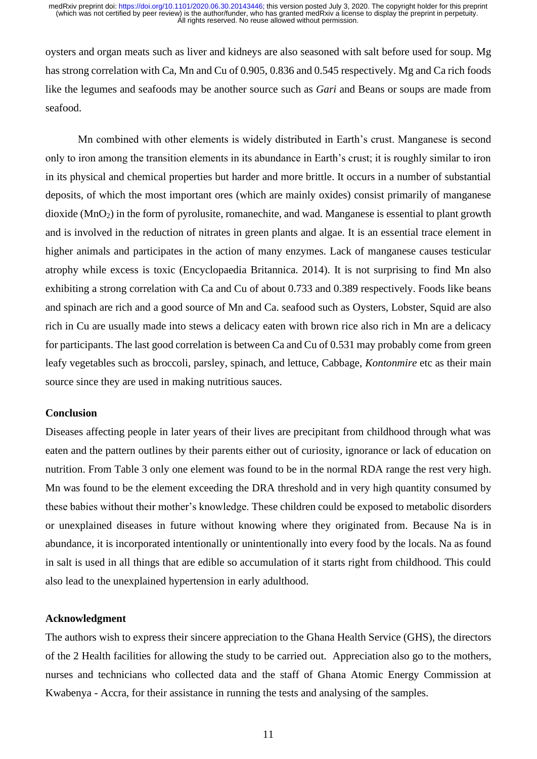oysters and organ meats such as liver and kidneys are also seasoned with salt before used for soup. Mg has strong correlation with Ca, Mn and Cu of 0.905, 0.836 and 0.545 respectively. Mg and Ca rich foods like the legumes and seafoods may be another source such as *Gari* and Beans or soups are made from seafood.

Mn combined with other elements is widely distributed in Earth's crust. Manganese is second only to iron among the transition elements in its abundance in Earth's crust; it is roughly similar to iron in its physical and chemical properties but harder and more brittle. It occurs in a number of substantial deposits, of which the most important ores (which are mainly oxides) consist primarily of manganese dioxide ($MnO_2$) in the form of pyrolusite, romanechite, and wad. Manganese is essential to plant growth and is involved in the reduction of nitrates in green plants and algae. It is an essential trace element in higher animals and participates in the action of many enzymes. Lack of manganese causes testicular atrophy while excess is toxic (Encyclopaedia Britannica. 2014). It is not surprising to find Mn also exhibiting a strong correlation with Ca and Cu of about 0.733 and 0.389 respectively. Foods like beans and spinach are rich and a good source of Mn and Ca. seafood such as Oysters, Lobster, Squid are also rich in Cu are usually made into stews a delicacy eaten with brown rice also rich in Mn are a delicacy for participants. The last good correlation is between Ca and Cu of 0.531 may probably come from green leafy vegetables such as broccoli, parsley, spinach, and lettuce, Cabbage, *Kontonmire* etc as their main source since they are used in making nutritious sauces.

## Conclusion

Diseases affecting people in later years of their lives are precipitant from childhood through what was eaten and the pattern outlines by their parents either out of curiosity, ignorance or lack of education on nutrition. From Table 3 only one element was found to be in the normal RDA range the rest very high. Mn was found to be the element exceeding the DRA threshold and in very high quantity consumed by these babies without their mother's knowledge. These children could be exposed to metabolic disorders or unexplained diseases in future without knowing where they originated from. Because Na is in abundance, it is incorporated intentionally or unintentionally into every food by the locals. Na as found in salt is used in all things that are edible so accumulation of it starts right from childhood. This could also lead to the unexplained hypertension in early adulthood.

## Acknowledgment

The authors wish to express their sincere appreciation to the Ghana Health Service (GHS), the directors of the 2 Health facilities for allowing the study to be carried out. Appreciation also go to the mothers, nurses and technicians who collected data and the staff of Ghana Atomic Energy Commission at Kwabenya - Accra, for their assistance in running the tests and analysing of the samples.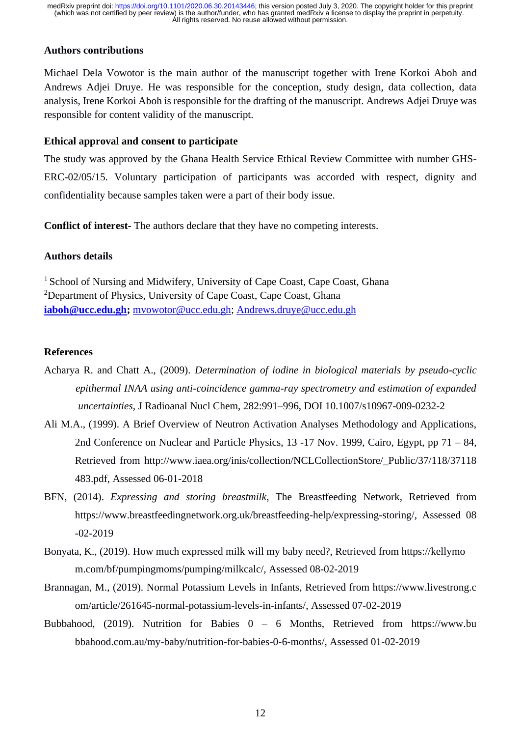### Authors contributions

Michael Dela Vowotor is the main author of the manuscript together with Irene Korkoi Aboh and Andrews Adjei Druye. He was responsible for the conception, study design, data collection, data analysis, Irene Korkoi Aboh is responsible for the drafting of the manuscript. Andrews Adjei Druye was responsible for content validity of the manuscript.

### Ethical approval and consent to participate

The study was approved by the Ghana Health Service Ethical Review Committee with number GHS-ERC-02/05/15. Voluntary participation of participants was accorded with respect, dignity and confidentiality because samples taken were a part of their body issue.

**Conflict of interest-** The authors declare that they have no competing interests.

### Authors details

[1] School of Nursing and Midwifery, University of Cape Coast, Cape Coast, Ghana
[2]Department of Physics, University of Cape Coast, Cape Coast, Ghana
**iaboh@ucc.edu.gh;** mvowotor@ucc.edu.gh; Andrews.druye@ucc.edu.gh

### References

Acharya R. and Chatt A., (2009). *Determination of iodine in biological materials by pseudo-cyclic epithermal INAA using anti-coincidence gamma-ray spectrometry and estimation of expanded uncertainties*, J Radioanal Nucl Chem, 282:991–996, DOI 10.1007/s10967-009-0232-2

Ali M.A., (1999). A Brief Overview of Neutron Activation Analyses Methodology and Applications, 2nd Conference on Nuclear and Particle Physics, 13 -17 Nov. 1999, Cairo, Egypt, pp 71 – 84, Retrieved from http://www.iaea.org/inis/collection/NCLCollectionStore/_Public/37/118/37118483.pdf, Assessed 06-01-2018

BFN, (2014). *Expressing and storing breastmilk*, The Breastfeeding Network, Retrieved from https://www.breastfeedingnetwork.org.uk/breastfeeding-help/expressing-storing/, Assessed 08-02-2019

Bonyata, K., (2019). How much expressed milk will my baby need?, Retrieved from https://kellymom.com/bf/pumpingmoms/pumping/milkcalc/, Assessed 08-02-2019

Brannagan, M., (2019). Normal Potassium Levels in Infants, Retrieved from https://www.livestrong.com/article/261645-normal-potassium-levels-in-infants/, Assessed 07-02-2019

Bubbahood, (2019). Nutrition for Babies 0 – 6 Months, Retrieved from https://www.bubbahood.com.au/my-baby/nutrition-for-babies-0-6-months/, Assessed 01-02-2019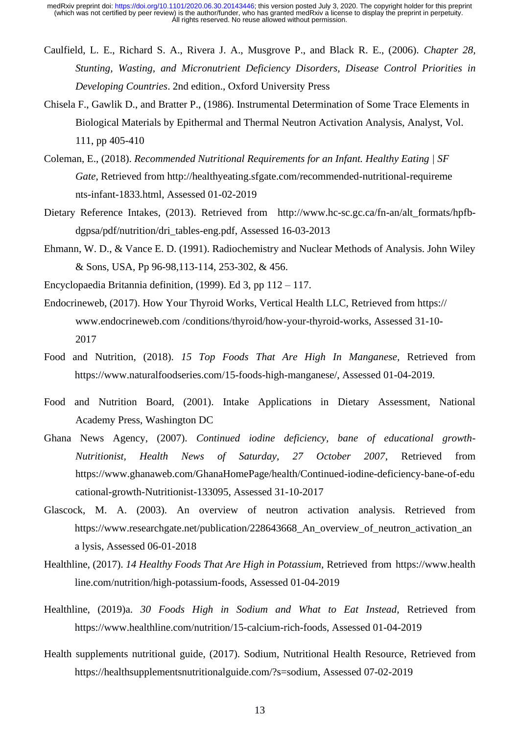Caulfield, L. E., Richard S. A., Rivera J. A., Musgrove P., and Black R. E., (2006). *Chapter 28, Stunting, Wasting, and Micronutrient Deficiency Disorders, Disease Control Priorities in Developing Countries*. 2nd edition., Oxford University Press

Chisela F., Gawlik D., and Bratter P., (1986). Instrumental Determination of Some Trace Elements in Biological Materials by Epithermal and Thermal Neutron Activation Analysis, Analyst, Vol. 111, pp 405-410

Coleman, E., (2018). *Recommended Nutritional Requirements for an Infant. Healthy Eating | SF Gate*, Retrieved from http://healthyeating.sfgate.com/recommended-nutritional-requirements-infant-1833.html, Assessed 01-02-2019

Dietary Reference Intakes, (2013). Retrieved from http://www.hc-sc.gc.ca/fn-an/alt_formats/hpfb-dgpsa/pdf/nutrition/dri_tables-eng.pdf, Assessed 16-03-2013

Ehmann, W. D., & Vance E. D. (1991). Radiochemistry and Nuclear Methods of Analysis. John Wiley & Sons, USA, Pp 96-98,113-114, 253-302, & 456.

Encyclopaedia Britannia definition, (1999). Ed 3, pp 112 – 117.

Endocrineweb, (2017). How Your Thyroid Works, Vertical Health LLC, Retrieved from https:// www.endocrineweb.com /conditions/thyroid/how-your-thyroid-works, Assessed 31-10-2017

Food and Nutrition, (2018). *15 Top Foods That Are High In Manganese*, Retrieved from https://www.naturalfoodseries.com/15-foods-high-manganese/, Assessed 01-04-2019.

Food and Nutrition Board, (2001). Intake Applications in Dietary Assessment, National Academy Press, Washington DC

Ghana News Agency, (2007). *Continued iodine deficiency, bane of educational growth-Nutritionist, Health News of Saturday, 27 October 2007*, Retrieved from https://www.ghanaweb.com/GhanaHomePage/health/Continued-iodine-deficiency-bane-of-educational-growth-Nutritionist-133095, Assessed 31-10-2017

Glascock, M. A. (2003). An overview of neutron activation analysis. Retrieved from https://www.researchgate.net/publication/228643668_An_overview_of_neutron_activation_ana lysis, Assessed 06-01-2018

Healthline, (2017). *14 Healthy Foods That Are High in Potassium*, Retrieved from https://www.healthline.com/nutrition/high-potassium-foods, Assessed 01-04-2019

Healthline, (2019)a. *30 Foods High in Sodium and What to Eat Instead*, Retrieved from https://www.healthline.com/nutrition/15-calcium-rich-foods, Assessed 01-04-2019

Health supplements nutritional guide, (2017). Sodium, Nutritional Health Resource, Retrieved from https://healthsupplementsnutritionalguide.com/?s=sodium, Assessed 07-02-2019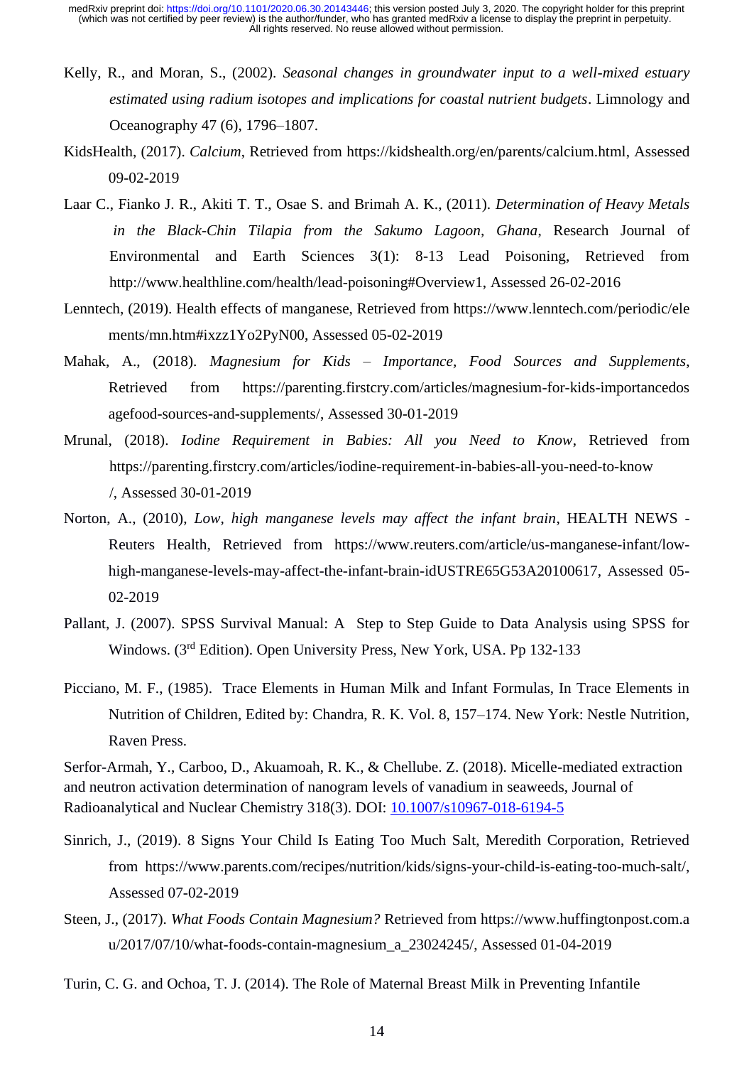Kelly, R., and Moran, S., (2002). *Seasonal changes in groundwater input to a well-mixed estuary estimated using radium isotopes and implications for coastal nutrient budgets*. Limnology and Oceanography 47 (6), 1796–1807.

KidsHealth, (2017). *Calcium*, Retrieved from https://kidshealth.org/en/parents/calcium.html, Assessed 09-02-2019

Laar C., Fianko J. R., Akiti T. T., Osae S. and Brimah A. K., (2011). *Determination of Heavy Metals in the Black-Chin Tilapia from the Sakumo Lagoon, Ghana*, Research Journal of Environmental and Earth Sciences 3(1): 8-13 Lead Poisoning, Retrieved from http://www.healthline.com/health/lead-poisoning#Overview1, Assessed 26-02-2016

Lenntech, (2019). Health effects of manganese, Retrieved from https://www.lenntech.com/periodic/elements/mn.htm#ixzz1Yo2PyN00, Assessed 05-02-2019

Mahak, A., (2018). *Magnesium for Kids – Importance, Food Sources and Supplements*, Retrieved from https://parenting.firstcry.com/articles/magnesium-for-kids-importancedosagefood-sources-and-supplements/, Assessed 30-01-2019

Mrunal, (2018). *Iodine Requirement in Babies: All you Need to Know*, Retrieved from https://parenting.firstcry.com/articles/iodine-requirement-in-babies-all-you-need-to-know/, Assessed 30-01-2019

Norton, A., (2010), *Low, high manganese levels may affect the infant brain*, HEALTH NEWS - Reuters Health, Retrieved from https://www.reuters.com/article/us-manganese-infant/low-high-manganese-levels-may-affect-the-infant-brain-idUSTRE65G53A20100617, Assessed 05-02-2019

Pallant, J. (2007). SPSS Survival Manual: A Step to Step Guide to Data Analysis using SPSS for Windows. (3rd Edition). Open University Press, New York, USA. Pp 132-133

Picciano, M. F., (1985). Trace Elements in Human Milk and Infant Formulas, In Trace Elements in Nutrition of Children, Edited by: Chandra, R. K. Vol. 8, 157–174. New York: Nestle Nutrition, Raven Press.

Serfor-Armah, Y., Carboo, D., Akuamoah, R. K., & Chellube. Z. (2018). Micelle-mediated extraction and neutron activation determination of nanogram levels of vanadium in seaweeds, Journal of Radioanalytical and Nuclear Chemistry 318(3). DOI: 10.1007/s10967-018-6194-5

Sinrich, J., (2019). 8 Signs Your Child Is Eating Too Much Salt, Meredith Corporation, Retrieved from https://www.parents.com/recipes/nutrition/kids/signs-your-child-is-eating-too-much-salt/, Assessed 07-02-2019

Steen, J., (2017). *What Foods Contain Magnesium?* Retrieved from https://www.huffingtonpost.com.au/2017/07/10/what-foods-contain-magnesium_a_23024245/, Assessed 01-04-2019

Turin, C. G. and Ochoa, T. J. (2014). The Role of Maternal Breast Milk in Preventing Infantile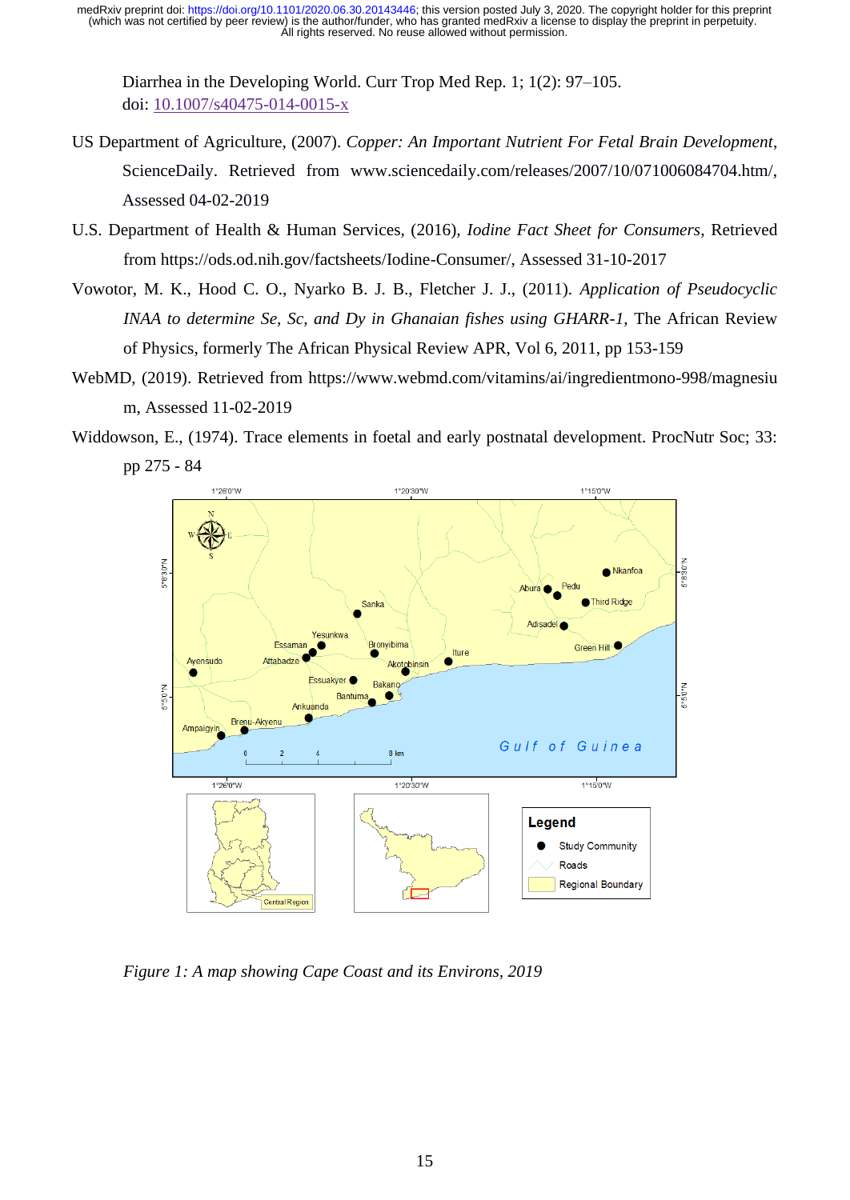Diarrhea in the Developing World. Curr Trop Med Rep. 1; 1(2): 97–105. doi: 10.1007/s40475-014-0015-x

US Department of Agriculture, (2007). *Copper: An Important Nutrient For Fetal Brain Development*, ScienceDaily. Retrieved from www.sciencedaily.com/releases/2007/10/071006084704.htm/, Assessed 04-02-2019

U.S. Department of Health & Human Services, (2016), *Iodine Fact Sheet for Consumers*, Retrieved from https://ods.od.nih.gov/factsheets/Iodine-Consumer/, Assessed 31-10-2017

Vowotor, M. K., Hood C. O., Nyarko B. J. B., Fletcher J. J., (2011). *Application of Pseudocyclic INAA to determine Se, Sc, and Dy in Ghanaian fishes using GHARR-1*, The African Review of Physics, formerly The African Physical Review APR, Vol 6, 2011, pp 153-159

WebMD, (2019). Retrieved from https://www.webmd.com/vitamins/ai/ingredientmono-998/magnesium, Assessed 11-02-2019

Widdowson, E., (1974). Trace elements in foetal and early postnatal development. ProcNutr Soc; 33: pp 275 - 84

1°26'0"W
1°20'30"W
1°15'0"W
5°8'30"N
5°5'0"N
N
S
W
E
Nkanfoa
Abura
Pedu
Third Ridge
Sanka
Adisadel
Yesunkwa
Essaman
Bronyibima
Green Hill
Ayensudo
Attabadze
Ituare
Akotobinsin
Essuakyer
Bakano
Bantuma
Ankuanda
Brenu-Akyenu
Ampaigyin
0 2 4 8 km
Gulf of Guinea
Central Region
Legend
Study Community
Roads
Regional Boundary

*Figure 1: A map showing Cape Coast and its Environs, 2019*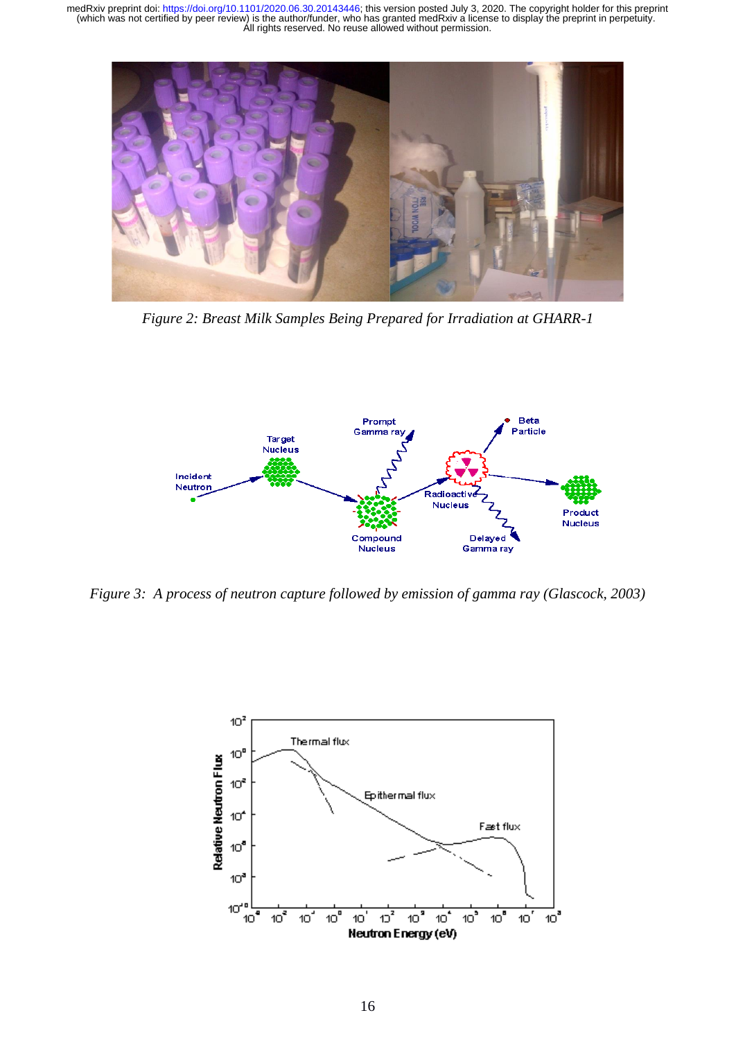*Figure 2: Breast Milk Samples Being Prepared for Irradiation at GHARR-1*

*Figure 3: A process of neutron capture followed by emission of gamma ray (Glascock, 2003)*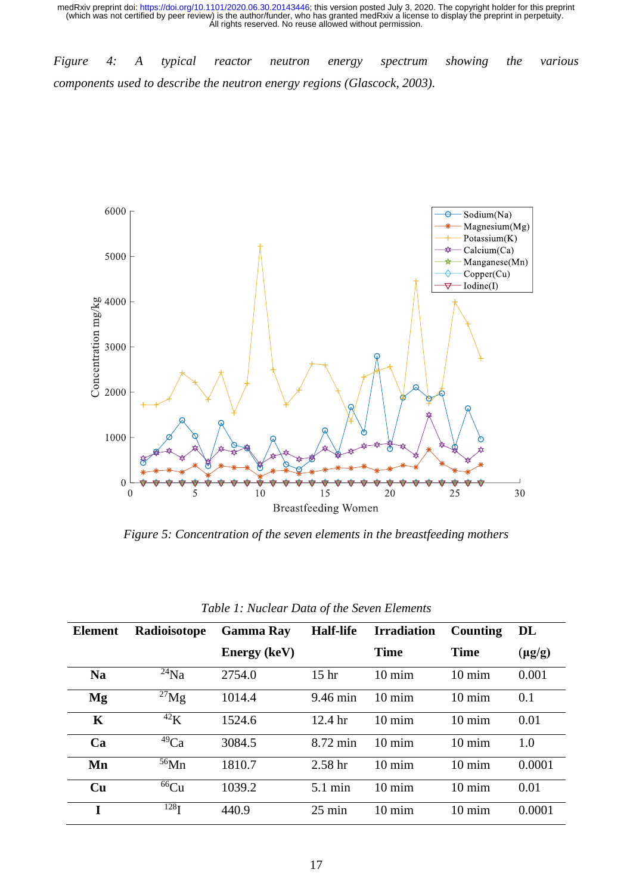*Figure 4: A typical reactor neutron energy spectrum showing the various components used to describe the neutron energy regions (Glascock, 2003).*

6000
5000
4000
3000
2000
1000
0
Concentration mg/kg
0
5
10
15
20
25
30
Breastfeeding Women
Sodium(Na)
Magnesium(Mg)
Potassium(K)
Calcium(Ca)
Manganese(Mn)
Copper(Cu)
Iodine(I)

*Figure 5: Concentration of the seven elements in the breastfeeding mothers*

*Table 1: Nuclear Data of the Seven Elements*

| Element | Radioisotope | Gamma Ray Energy (keV) | Half-life | Irradiation Time | Counting Time | DL (μg/g) |
|---|---|---|---|---|---|---|
| **Na** | $^{24}$Na | 2754.0 | 15 hr | 10 mim | 10 mim | 0.001 |
| **Mg** | $^{27}$Mg | 1014.4 | 9.46 min | 10 mim | 10 mim | 0.1 |
| **K** | $^{42}$K | 1524.6 | 12.4 hr | 10 mim | 10 mim | 0.01 |
| **Ca** | $^{49}$Ca | 3084.5 | 8.72 min | 10 mim | 10 mim | 1.0 |
| **Mn** | $^{56}$Mn | 1810.7 | 2.58 hr | 10 mim | 10 mim | 0.0001 |
| **Cu** | $^{66}$Cu | 1039.2 | 5.1 min | 10 mim | 10 mim | 0.01 |
| **I** | $^{128}$I | 440.9 | 25 min | 10 mim | 10 mim | 0.0001 |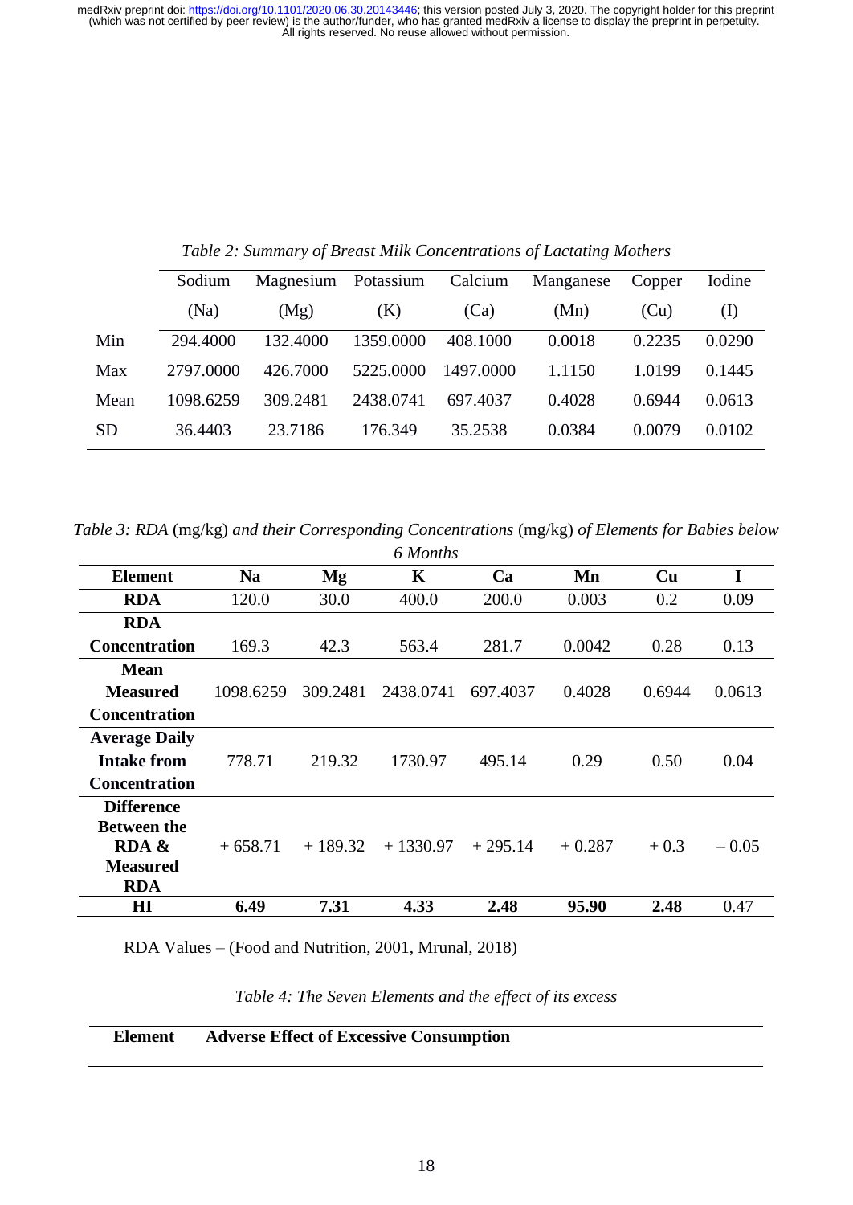*Table 2: Summary of Breast Milk Concentrations of Lactating Mothers*

| | Sodium (Na) | Magnesium (Mg) | Potassium (K) | Calcium (Ca) | Manganese (Mn) | Copper (Cu) | Iodine (I) |
|---|---|---|---|---|---|---|---|
| Min | 294.4000 | 132.4000 | 1359.0000 | 408.1000 | 0.0018 | 0.2235 | 0.0290 |
| Max | 2797.0000 | 426.7000 | 5225.0000 | 1497.0000 | 1.1150 | 1.0199 | 0.1445 |
| Mean | 1098.6259 | 309.2481 | 2438.0741 | 697.4037 | 0.4028 | 0.6944 | 0.0613 |
| SD | 36.4403 | 23.7186 | 176.349 | 35.2538 | 0.0384 | 0.0079 | 0.0102 |

*Table 3: RDA* (mg/kg) *and their Corresponding Concentrations* (mg/kg) *of Elements for Babies below 6 Months*

| **Element** | **Na** | **Mg** | **K** | **Ca** | **Mn** | **Cu** | **I** |
|---|---|---|---|---|---|---|---|
| **RDA** | 120.0 | 30.0 | 400.0 | 200.0 | 0.003 | 0.2 | 0.09 |
| **RDA Concentration** | 169.3 | 42.3 | 563.4 | 281.7 | 0.0042 | 0.28 | 0.13 |
| **Mean Measured Concentration** | 1098.6259 | 309.2481 | 2438.0741 | 697.4037 | 0.4028 | 0.6944 | 0.0613 |
| **Average Daily Intake from Concentration** | 778.71 | 219.32 | 1730.97 | 495.14 | 0.29 | 0.50 | 0.04 |
| **Difference Between the RDA & Measured RDA** | + 658.71 | + 189.32 | + 1330.97 | + 295.14 | + 0.287 | + 0.3 | – 0.05 |
| **HI** | **6.49** | **7.31** | **4.33** | **2.48** | **95.90** | **2.48** | 0.47 |

RDA Values – (Food and Nutrition, 2001, Mrunal, 2018)

*Table 4: The Seven Elements and the effect of its excess*

| **Element** | **Adverse Effect of Excessive Consumption** |
|---|---|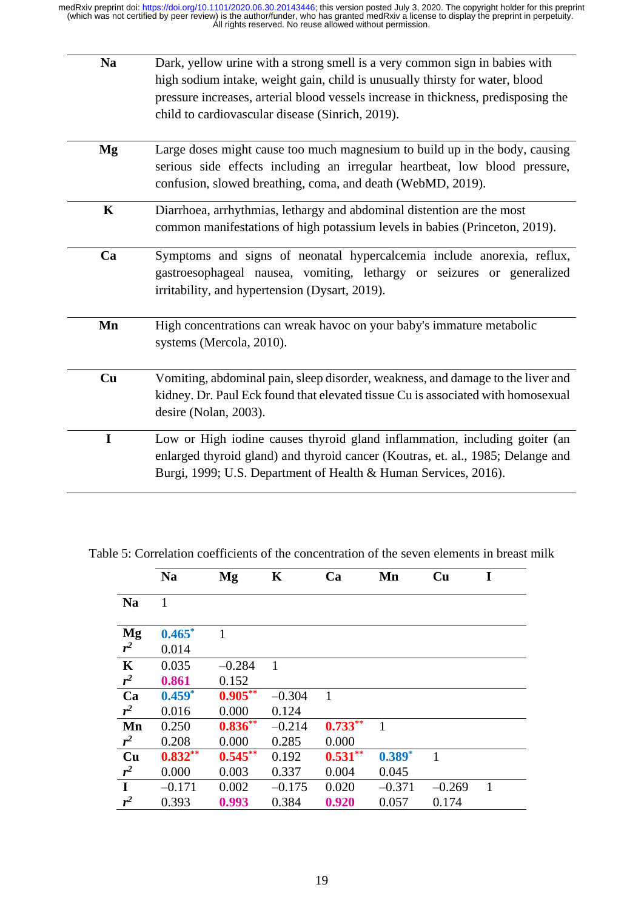| | |
|---|---|
| **Na** | Dark, yellow urine with a strong smell is a very common sign in babies with high sodium intake, weight gain, child is unusually thirsty for water, blood pressure increases, arterial blood vessels increase in thickness, predisposing the child to cardiovascular disease (Sinrich, 2019). |
| **Mg** | Large doses might cause too much magnesium to build up in the body, causing serious side effects including an irregular heartbeat, low blood pressure, confusion, slowed breathing, coma, and death (WebMD, 2019). |
| **K** | Diarrhoea, arrhythmias, lethargy and abdominal distention are the most common manifestations of high potassium levels in babies (Princeton, 2019). |
| **Ca** | Symptoms and signs of neonatal hypercalcemia include anorexia, reflux, gastroesophageal nausea, vomiting, lethargy or seizures or generalized irritability, and hypertension (Dysart, 2019). |
| **Mn** | High concentrations can wreak havoc on your baby's immature metabolic systems (Mercola, 2010). |
| **Cu** | Vomiting, abdominal pain, sleep disorder, weakness, and damage to the liver and kidney. Dr. Paul Eck found that elevated tissue Cu is associated with homosexual desire (Nolan, 2003). |
| **I** | Low or High iodine causes thyroid gland inflammation, including goiter (an enlarged thyroid gland) and thyroid cancer (Koutras, et. al., 1985; Delange and Burgi, 1999; U.S. Department of Health & Human Services, 2016). |

Table 5: Correlation coefficients of the concentration of the seven elements in breast milk

| | Na | Mg | K | Ca | Mn | Cu | I |
|---|---|---|---|---|---|---|---|
| **Na** | 1 | | | | | | |
| **Mg** | **0.465***  | 1 | | | | | |
| $r^2$ | 0.014 | | | | | | |
| **K** | 0.035 | –0.284 | 1 | | | | |
| $r^2$ | **0.861** | 0.152 | | | | | |
| **Ca** | **0.459*** | **0.905**** | –0.304 | 1 | | | |
| $r^2$ | 0.016 | 0.000 | 0.124 | | | | |
| **Mn** | 0.250 | **0.836**** | –0.214 | **0.733**** | 1 | | |
| $r^2$ | 0.208 | 0.000 | 0.285 | 0.000 | | | |
| **Cu** | **0.832**** | **0.545**** | 0.192 | **0.531**** | **0.389*** | 1 | |
| $r^2$ | 0.000 | 0.003 | 0.337 | 0.004 | 0.045 | | |
| **I** | –0.171 | 0.002 | –0.175 | 0.020 | –0.371 | –0.269 | 1 |
| $r^2$ | 0.393 | **0.993** | 0.384 | **0.920** | 0.057 | 0.174 | |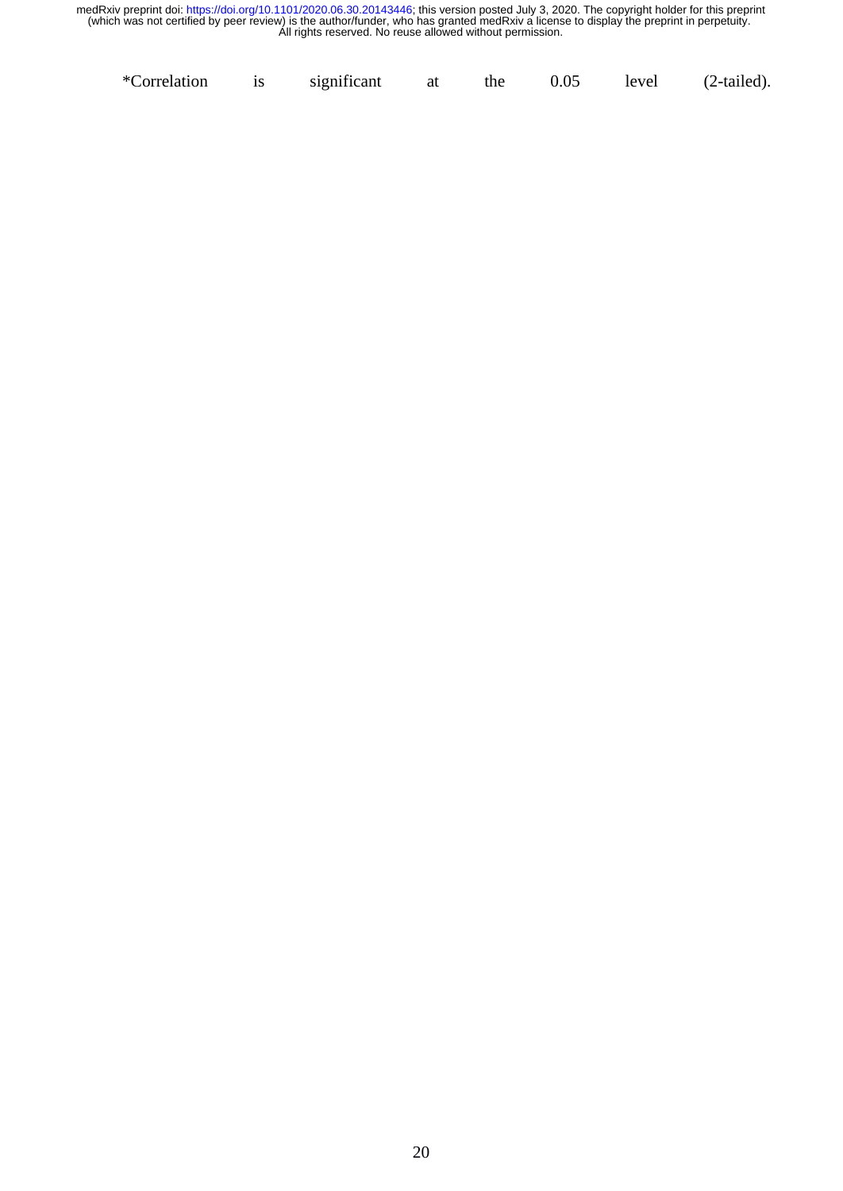*Correlation is significant at the 0.05 level (2-tailed).